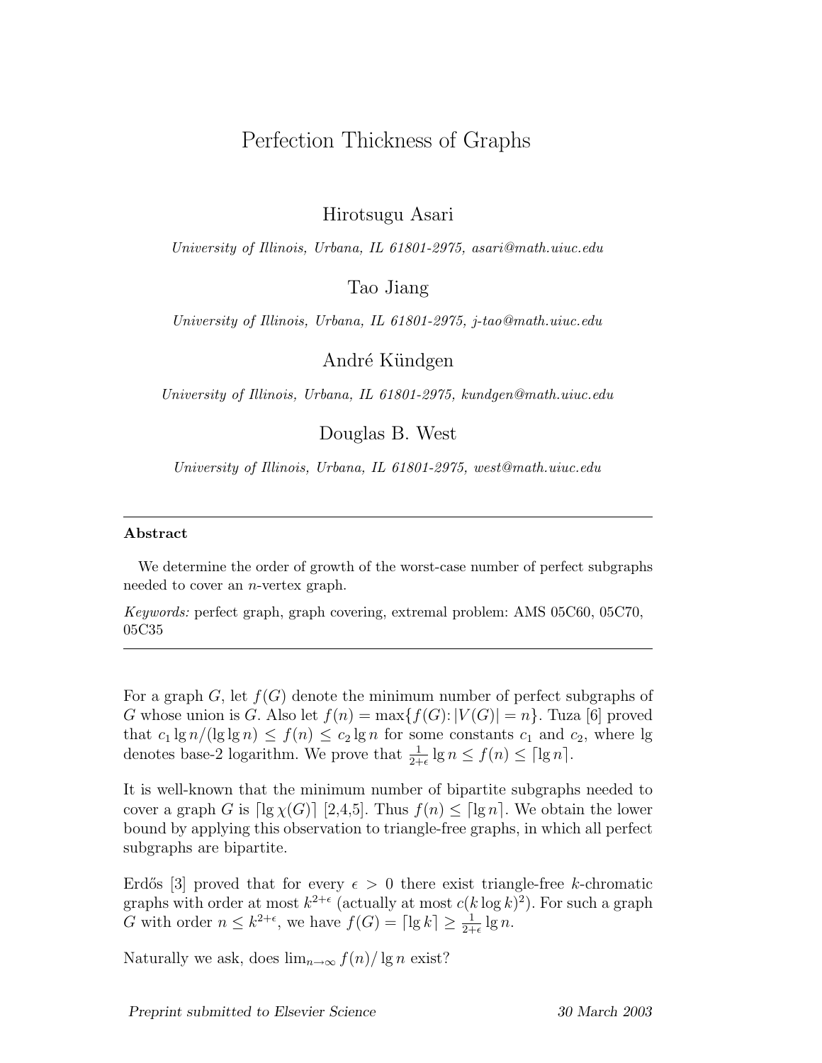# Perfection Thickness of Graphs

Hirotsugu Asari

*University of Illinois, Urbana, IL 61801-2975, asari@math.uiuc.edu*

Tao Jiang

*University of Illinois, Urbana, IL 61801-2975, j-tao@math.uiuc.edu*

André Kündgen

*University of Illinois, Urbana, IL 61801-2975, kundgen@math.uiuc.edu*

Douglas B. West

*University of Illinois, Urbana, IL 61801-2975, west@math.uiuc.edu*

---

**Abstract**

We determine the order of growth of the worst-case number of perfect subgraphs needed to cover an $n$-vertex graph.

*Keywords:* perfect graph, graph covering, extremal problem: AMS 05C60, 05C70, 05C35

---

For a graph $G$, let $f(G)$ denote the minimum number of perfect subgraphs of $G$ whose union is $G$. Also let $f(n) = \max\{f(G) \colon |V(G)| = n\}$. Tuza [6] proved that $c_1 \lg n/(\lg \lg n) \leq f(n) \leq c_2 \lg n$ for some constants $c_1$ and $c_2$, where lg denotes base-2 logarithm. We prove that $\frac{1}{2+\epsilon} \lg n \leq f(n) \leq \lceil \lg n \rceil$.

It is well-known that the minimum number of bipartite subgraphs needed to cover a graph $G$ is $\lceil \lg \chi(G) \rceil$ [2,4,5]. Thus $f(n) \leq \lceil \lg n \rceil$. We obtain the lower bound by applying this observation to triangle-free graphs, in which all perfect subgraphs are bipartite.

Erdős [3] proved that for every $\epsilon > 0$ there exist triangle-free $k$-chromatic graphs with order at most $k^{2+\epsilon}$ (actually at most $c(k \log k)^2$). For such a graph $G$ with order $n \leq k^{2+\epsilon}$, we have $f(G) = \lceil \lg k \rceil \geq \frac{1}{2+\epsilon} \lg n$.

Naturally we ask, does $\lim_{n\to\infty} f(n)/\lg n$ exist?

*Preprint submitted to Elsevier Science* *30 March 2003*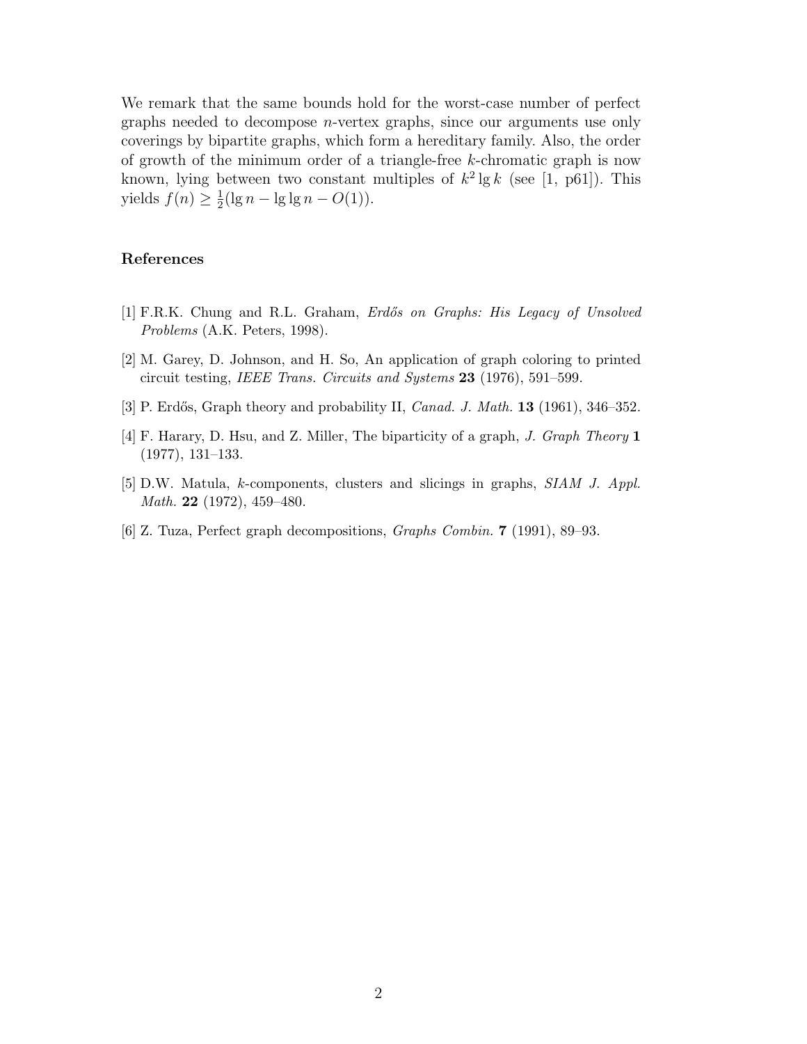We remark that the same bounds hold for the worst-case number of perfect graphs needed to decompose $n$-vertex graphs, since our arguments use only coverings by bipartite graphs, which form a hereditary family. Also, the order of growth of the minimum order of a triangle-free $k$-chromatic graph is now known, lying between two constant multiples of $k^2 \lg k$ (see [1, p61]). This yields $f(n) \geq \frac{1}{2}(\lg n - \lg \lg n - O(1))$.

## References

[1] F.R.K. Chung and R.L. Graham, *Erdős on Graphs: His Legacy of Unsolved Problems* (A.K. Peters, 1998).

[2] M. Garey, D. Johnson, and H. So, An application of graph coloring to printed circuit testing, *IEEE Trans. Circuits and Systems* **23** (1976), 591–599.

[3] P. Erdős, Graph theory and probability II, *Canad. J. Math.* **13** (1961), 346–352.

[4] F. Harary, D. Hsu, and Z. Miller, The biparticity of a graph, *J. Graph Theory* **1** (1977), 131–133.

[5] D.W. Matula, $k$-components, clusters and slicings in graphs, *SIAM J. Appl. Math.* **22** (1972), 459–480.

[6] Z. Tuza, Perfect graph decompositions, *Graphs Combin.* **7** (1991), 89–93.